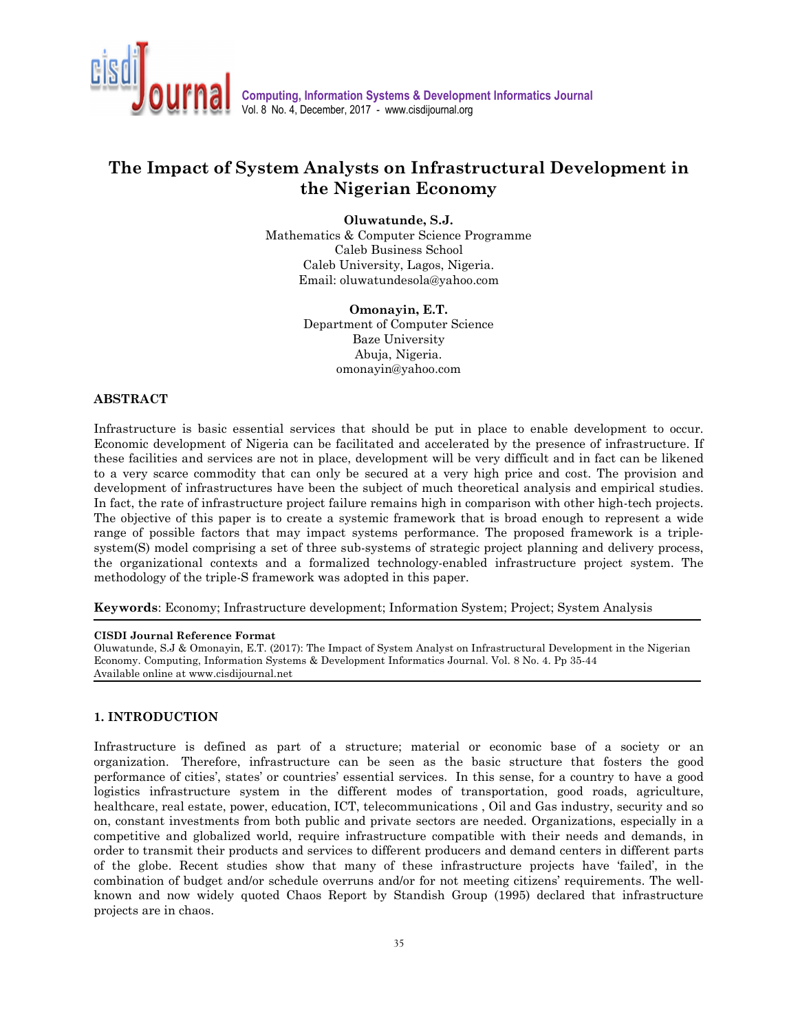# The Impact of System Analysts on Infrastructural Development in the Nigerian Economy

**Oluwatunde, S.J.**
Mathematics & Computer Science Programme
Caleb Business School
Caleb University, Lagos, Nigeria.
Email: oluwatundesola@yahoo.com

**Omonayin, E.T.**
Department of Computer Science
Baze University
Abuja, Nigeria.
omonayin@yahoo.com

## ABSTRACT

Infrastructure is basic essential services that should be put in place to enable development to occur. Economic development of Nigeria can be facilitated and accelerated by the presence of infrastructure. If these facilities and services are not in place, development will be very difficult and in fact can be likened to a very scarce commodity that can only be secured at a very high price and cost. The provision and development of infrastructures have been the subject of much theoretical analysis and empirical studies. In fact, the rate of infrastructure project failure remains high in comparison with other high-tech projects. The objective of this paper is to create a systemic framework that is broad enough to represent a wide range of possible factors that may impact systems performance. The proposed framework is a triple-system(S) model comprising a set of three sub-systems of strategic project planning and delivery process, the organizational contexts and a formalized technology-enabled infrastructure project system. The methodology of the triple-S framework was adopted in this paper.

**Keywords**: Economy; Infrastructure development; Information System; Project; System Analysis

**CISDI Journal Reference Format**
Oluwatunde, S.J & Omonayin, E.T. (2017): The Impact of System Analyst on Infrastructural Development in the Nigerian Economy. Computing, Information Systems & Development Informatics Journal. Vol. 8 No. 4. Pp 35-44
Available online at www.cisdijournal.net

## 1. INTRODUCTION

Infrastructure is defined as part of a structure; material or economic base of a society or an organization. Therefore, infrastructure can be seen as the basic structure that fosters the good performance of cities', states' or countries' essential services. In this sense, for a country to have a good logistics infrastructure system in the different modes of transportation, good roads, agriculture, healthcare, real estate, power, education, ICT, telecommunications , Oil and Gas industry, security and so on, constant investments from both public and private sectors are needed. Organizations, especially in a competitive and globalized world, require infrastructure compatible with their needs and demands, in order to transmit their products and services to different producers and demand centers in different parts of the globe. Recent studies show that many of these infrastructure projects have 'failed', in the combination of budget and/or schedule overruns and/or for not meeting citizens' requirements. The well-known and now widely quoted Chaos Report by Standish Group (1995) declared that infrastructure projects are in chaos.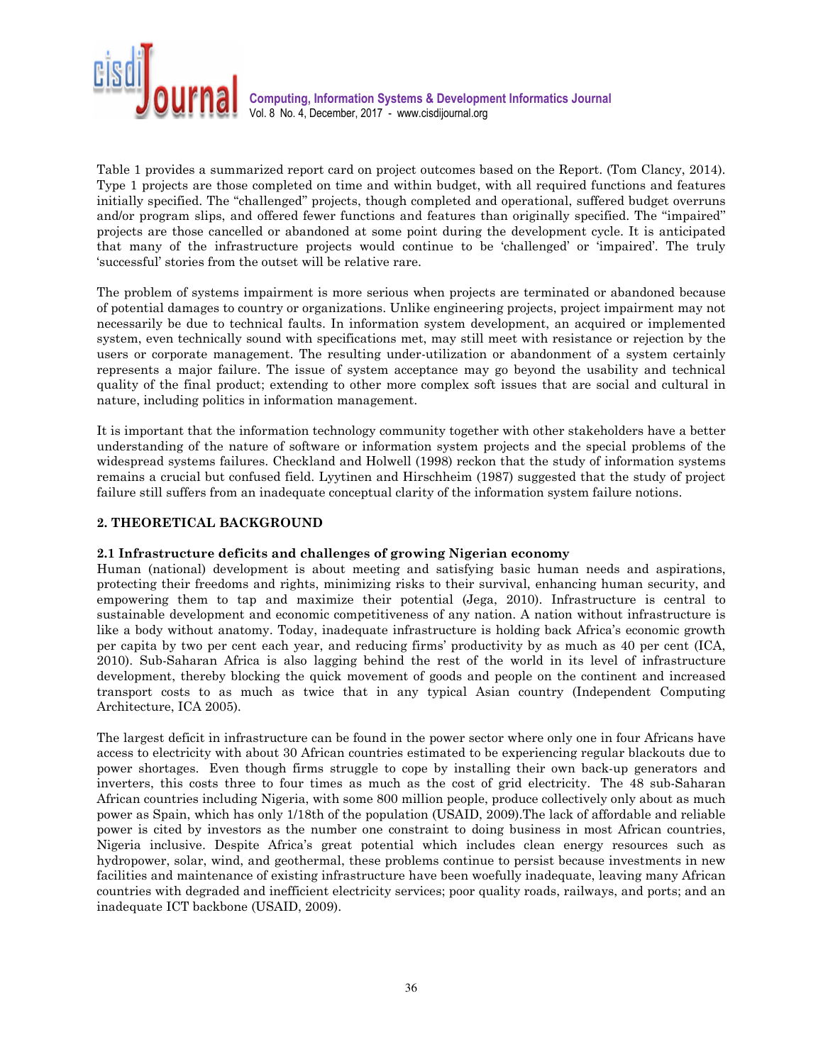Table 1 provides a summarized report card on project outcomes based on the Report. (Tom Clancy, 2014). Type 1 projects are those completed on time and within budget, with all required functions and features initially specified. The "challenged" projects, though completed and operational, suffered budget overruns and/or program slips, and offered fewer functions and features than originally specified. The "impaired" projects are those cancelled or abandoned at some point during the development cycle. It is anticipated that many of the infrastructure projects would continue to be 'challenged' or 'impaired'. The truly 'successful' stories from the outset will be relative rare.

The problem of systems impairment is more serious when projects are terminated or abandoned because of potential damages to country or organizations. Unlike engineering projects, project impairment may not necessarily be due to technical faults. In information system development, an acquired or implemented system, even technically sound with specifications met, may still meet with resistance or rejection by the users or corporate management. The resulting under-utilization or abandonment of a system certainly represents a major failure. The issue of system acceptance may go beyond the usability and technical quality of the final product; extending to other more complex soft issues that are social and cultural in nature, including politics in information management.

It is important that the information technology community together with other stakeholders have a better understanding of the nature of software or information system projects and the special problems of the widespread systems failures. Checkland and Holwell (1998) reckon that the study of information systems remains a crucial but confused field. Lyytinen and Hirschheim (1987) suggested that the study of project failure still suffers from an inadequate conceptual clarity of the information system failure notions.

## 2. THEORETICAL BACKGROUND

### 2.1 Infrastructure deficits and challenges of growing Nigerian economy

Human (national) development is about meeting and satisfying basic human needs and aspirations, protecting their freedoms and rights, minimizing risks to their survival, enhancing human security, and empowering them to tap and maximize their potential (Jega, 2010). Infrastructure is central to sustainable development and economic competitiveness of any nation. A nation without infrastructure is like a body without anatomy. Today, inadequate infrastructure is holding back Africa's economic growth per capita by two per cent each year, and reducing firms' productivity by as much as 40 per cent (ICA, 2010). Sub-Saharan Africa is also lagging behind the rest of the world in its level of infrastructure development, thereby blocking the quick movement of goods and people on the continent and increased transport costs to as much as twice that in any typical Asian country (Independent Computing Architecture, ICA 2005).

The largest deficit in infrastructure can be found in the power sector where only one in four Africans have access to electricity with about 30 African countries estimated to be experiencing regular blackouts due to power shortages. Even though firms struggle to cope by installing their own back-up generators and inverters, this costs three to four times as much as the cost of grid electricity. The 48 sub-Saharan African countries including Nigeria, with some 800 million people, produce collectively only about as much power as Spain, which has only 1/18th of the population (USAID, 2009).The lack of affordable and reliable power is cited by investors as the number one constraint to doing business in most African countries, Nigeria inclusive. Despite Africa's great potential which includes clean energy resources such as hydropower, solar, wind, and geothermal, these problems continue to persist because investments in new facilities and maintenance of existing infrastructure have been woefully inadequate, leaving many African countries with degraded and inefficient electricity services; poor quality roads, railways, and ports; and an inadequate ICT backbone (USAID, 2009).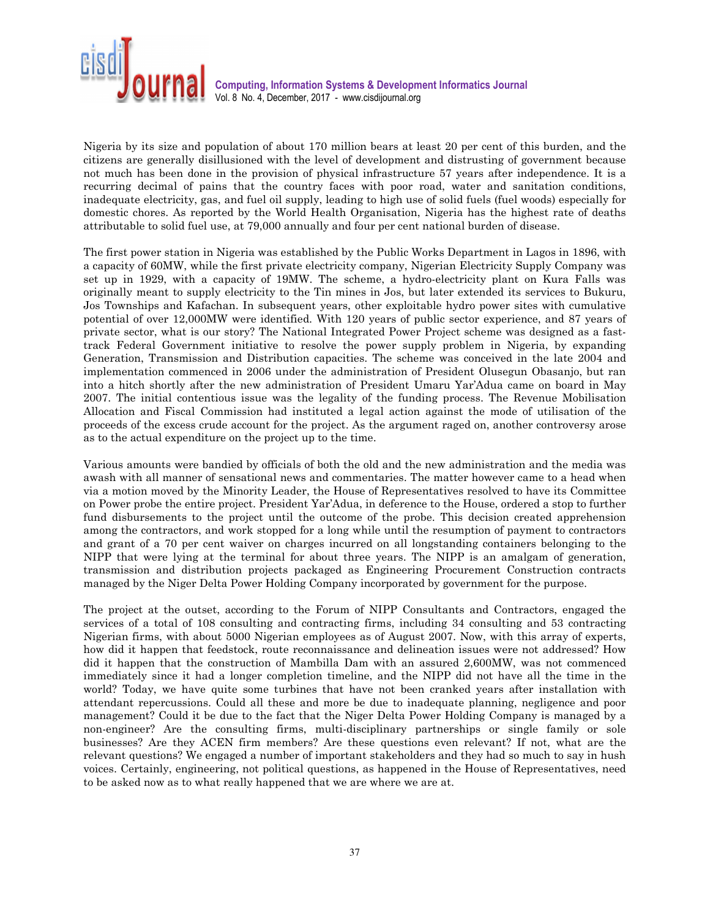Nigeria by its size and population of about 170 million bears at least 20 per cent of this burden, and the citizens are generally disillusioned with the level of development and distrusting of government because not much has been done in the provision of physical infrastructure 57 years after independence. It is a recurring decimal of pains that the country faces with poor road, water and sanitation conditions, inadequate electricity, gas, and fuel oil supply, leading to high use of solid fuels (fuel woods) especially for domestic chores. As reported by the World Health Organisation, Nigeria has the highest rate of deaths attributable to solid fuel use, at 79,000 annually and four per cent national burden of disease.

The first power station in Nigeria was established by the Public Works Department in Lagos in 1896, with a capacity of 60MW, while the first private electricity company, Nigerian Electricity Supply Company was set up in 1929, with a capacity of 19MW. The scheme, a hydro-electricity plant on Kura Falls was originally meant to supply electricity to the Tin mines in Jos, but later extended its services to Bukuru, Jos Townships and Kafachan. In subsequent years, other exploitable hydro power sites with cumulative potential of over 12,000MW were identified. With 120 years of public sector experience, and 87 years of private sector, what is our story? The National Integrated Power Project scheme was designed as a fast-track Federal Government initiative to resolve the power supply problem in Nigeria, by expanding Generation, Transmission and Distribution capacities. The scheme was conceived in the late 2004 and implementation commenced in 2006 under the administration of President Olusegun Obasanjo, but ran into a hitch shortly after the new administration of President Umaru Yar'Adua came on board in May 2007. The initial contentious issue was the legality of the funding process. The Revenue Mobilisation Allocation and Fiscal Commission had instituted a legal action against the mode of utilisation of the proceeds of the excess crude account for the project. As the argument raged on, another controversy arose as to the actual expenditure on the project up to the time.

Various amounts were bandied by officials of both the old and the new administration and the media was awash with all manner of sensational news and commentaries. The matter however came to a head when via a motion moved by the Minority Leader, the House of Representatives resolved to have its Committee on Power probe the entire project. President Yar'Adua, in deference to the House, ordered a stop to further fund disbursements to the project until the outcome of the probe. This decision created apprehension among the contractors, and work stopped for a long while until the resumption of payment to contractors and grant of a 70 per cent waiver on charges incurred on all longstanding containers belonging to the NIPP that were lying at the terminal for about three years. The NIPP is an amalgam of generation, transmission and distribution projects packaged as Engineering Procurement Construction contracts managed by the Niger Delta Power Holding Company incorporated by government for the purpose.

The project at the outset, according to the Forum of NIPP Consultants and Contractors, engaged the services of a total of 108 consulting and contracting firms, including 34 consulting and 53 contracting Nigerian firms, with about 5000 Nigerian employees as of August 2007. Now, with this array of experts, how did it happen that feedstock, route reconnaissance and delineation issues were not addressed? How did it happen that the construction of Mambilla Dam with an assured 2,600MW, was not commenced immediately since it had a longer completion timeline, and the NIPP did not have all the time in the world? Today, we have quite some turbines that have not been cranked years after installation with attendant repercussions. Could all these and more be due to inadequate planning, negligence and poor management? Could it be due to the fact that the Niger Delta Power Holding Company is managed by a non-engineer? Are the consulting firms, multi-disciplinary partnerships or single family or sole businesses? Are they ACEN firm members? Are these questions even relevant? If not, what are the relevant questions? We engaged a number of important stakeholders and they had so much to say in hush voices. Certainly, engineering, not political questions, as happened in the House of Representatives, need to be asked now as to what really happened that we are where we are at.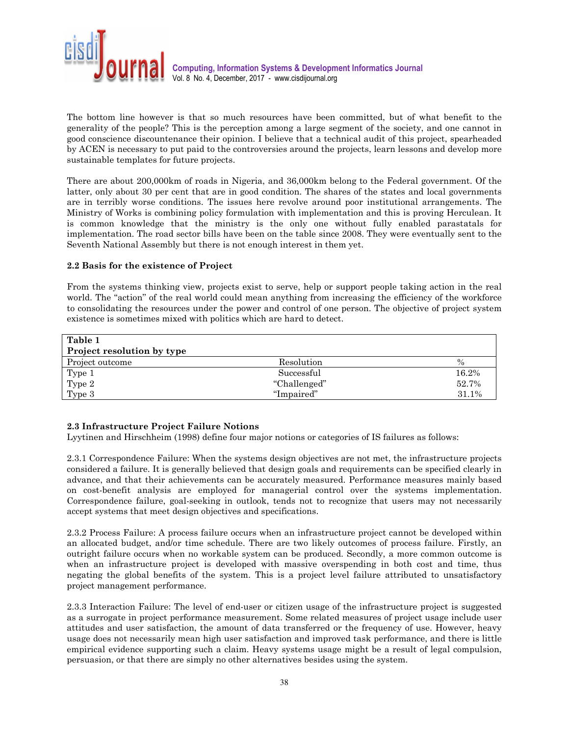The bottom line however is that so much resources have been committed, but of what benefit to the generality of the people? This is the perception among a large segment of the society, and one cannot in good conscience discountenance their opinion. I believe that a technical audit of this project, spearheaded by ACEN is necessary to put paid to the controversies around the projects, learn lessons and develop more sustainable templates for future projects.

There are about 200,000km of roads in Nigeria, and 36,000km belong to the Federal government. Of the latter, only about 30 per cent that are in good condition. The shares of the states and local governments are in terribly worse conditions. The issues here revolve around poor institutional arrangements. The Ministry of Works is combining policy formulation with implementation and this is proving Herculean. It is common knowledge that the ministry is the only one without fully enabled parastatals for implementation. The road sector bills have been on the table since 2008. They were eventually sent to the Seventh National Assembly but there is not enough interest in them yet.

### 2.2 Basis for the existence of Project

From the systems thinking view, projects exist to serve, help or support people taking action in the real world. The "action" of the real world could mean anything from increasing the efficiency of the workforce to consolidating the resources under the power and control of one person. The objective of project system existence is sometimes mixed with politics which are hard to detect.

**Table 1**
**Project resolution by type**

| Project outcome | Resolution | % |
|---|---|---|
| Type 1 | Successful | 16.2% |
| Type 2 | "Challenged" | 52.7% |
| Type 3 | "Impaired" | 31.1% |

### 2.3 Infrastructure Project Failure Notions

Lyytinen and Hirschheim (1998) define four major notions or categories of IS failures as follows:

2.3.1 Correspondence Failure: When the systems design objectives are not met, the infrastructure projects considered a failure. It is generally believed that design goals and requirements can be specified clearly in advance, and that their achievements can be accurately measured. Performance measures mainly based on cost-benefit analysis are employed for managerial control over the systems implementation. Correspondence failure, goal-seeking in outlook, tends not to recognize that users may not necessarily accept systems that meet design objectives and specifications.

2.3.2 Process Failure: A process failure occurs when an infrastructure project cannot be developed within an allocated budget, and/or time schedule. There are two likely outcomes of process failure. Firstly, an outright failure occurs when no workable system can be produced. Secondly, a more common outcome is when an infrastructure project is developed with massive overspending in both cost and time, thus negating the global benefits of the system. This is a project level failure attributed to unsatisfactory project management performance.

2.3.3 Interaction Failure: The level of end-user or citizen usage of the infrastructure project is suggested as a surrogate in project performance measurement. Some related measures of project usage include user attitudes and user satisfaction, the amount of data transferred or the frequency of use. However, heavy usage does not necessarily mean high user satisfaction and improved task performance, and there is little empirical evidence supporting such a claim. Heavy systems usage might be a result of legal compulsion, persuasion, or that there are simply no other alternatives besides using the system.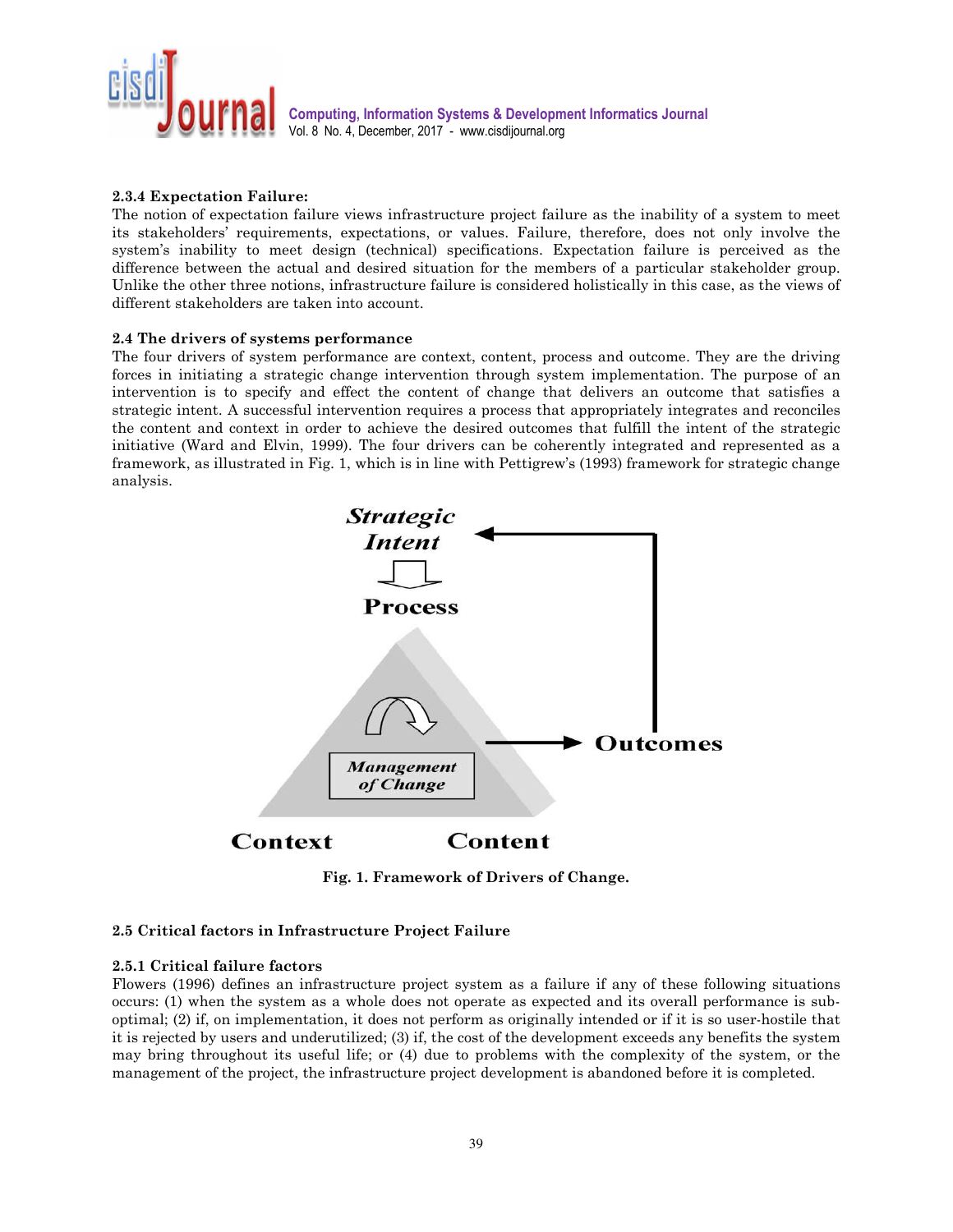### 2.3.4 Expectation Failure:

The notion of expectation failure views infrastructure project failure as the inability of a system to meet its stakeholders' requirements, expectations, or values. Failure, therefore, does not only involve the system's inability to meet design (technical) specifications. Expectation failure is perceived as the difference between the actual and desired situation for the members of a particular stakeholder group. Unlike the other three notions, infrastructure failure is considered holistically in this case, as the views of different stakeholders are taken into account.

## 2.4 The drivers of systems performance

The four drivers of system performance are context, content, process and outcome. They are the driving forces in initiating a strategic change intervention through system implementation. The purpose of an intervention is to specify and effect the content of change that delivers an outcome that satisfies a strategic intent. A successful intervention requires a process that appropriately integrates and reconciles the content and context in order to achieve the desired outcomes that fulfill the intent of the strategic initiative (Ward and Elvin, 1999). The four drivers can be coherently integrated and represented as a framework, as illustrated in Fig. 1, which is in line with Pettigrew's (1993) framework for strategic change analysis.

**Fig. 1. Framework of Drivers of Change.**

## 2.5 Critical factors in Infrastructure Project Failure

### 2.5.1 Critical failure factors

Flowers (1996) defines an infrastructure project system as a failure if any of these following situations occurs: (1) when the system as a whole does not operate as expected and its overall performance is sub-optimal; (2) if, on implementation, it does not perform as originally intended or if it is so user-hostile that it is rejected by users and underutilized; (3) if, the cost of the development exceeds any benefits the system may bring throughout its useful life; or (4) due to problems with the complexity of the system, or the management of the project, the infrastructure project development is abandoned before it is completed.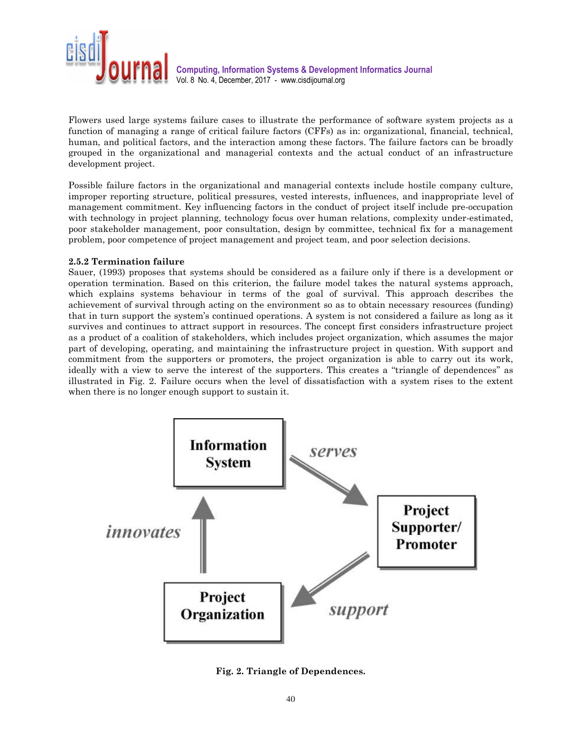Flowers used large systems failure cases to illustrate the performance of software system projects as a function of managing a range of critical failure factors (CFFs) as in: organizational, financial, technical, human, and political factors, and the interaction among these factors. The failure factors can be broadly grouped in the organizational and managerial contexts and the actual conduct of an infrastructure development project.

Possible failure factors in the organizational and managerial contexts include hostile company culture, improper reporting structure, political pressures, vested interests, influences, and inappropriate level of management commitment. Key influencing factors in the conduct of project itself include pre-occupation with technology in project planning, technology focus over human relations, complexity under-estimated, poor stakeholder management, poor consultation, design by committee, technical fix for a management problem, poor competence of project management and project team, and poor selection decisions.

### 2.5.2 Termination failure

Sauer, (1993) proposes that systems should be considered as a failure only if there is a development or operation termination. Based on this criterion, the failure model takes the natural systems approach, which explains systems behaviour in terms of the goal of survival. This approach describes the achievement of survival through acting on the environment so as to obtain necessary resources (funding) that in turn support the system's continued operations. A system is not considered a failure as long as it survives and continues to attract support in resources. The concept first considers infrastructure project as a product of a coalition of stakeholders, which includes project organization, which assumes the major part of developing, operating, and maintaining the infrastructure project in question. With support and commitment from the supporters or promoters, the project organization is able to carry out its work, ideally with a view to serve the interest of the supporters. This creates a "triangle of dependences" as illustrated in Fig. 2. Failure occurs when the level of dissatisfaction with a system rises to the extent when there is no longer enough support to sustain it.

**Fig. 2. Triangle of Dependences.**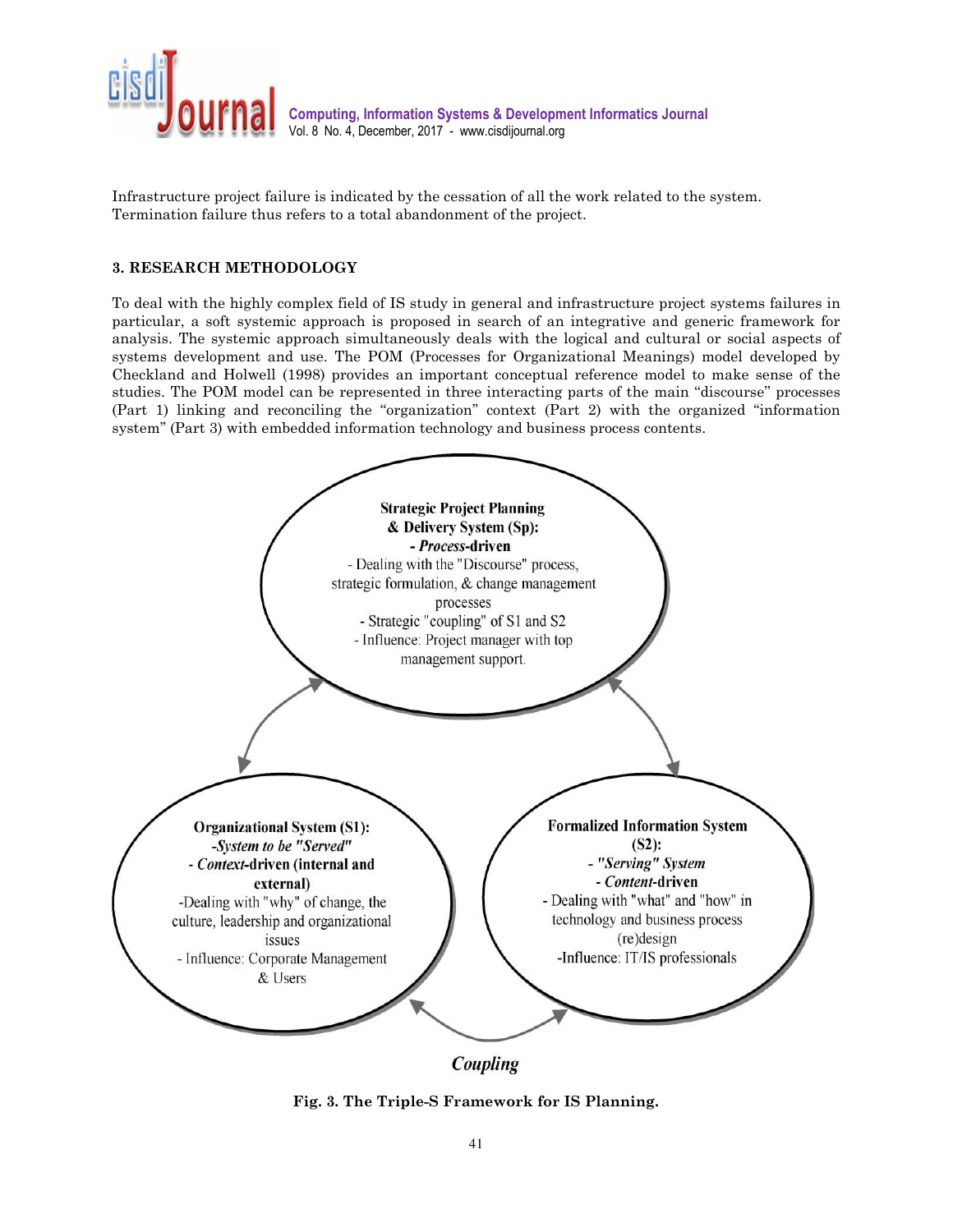Infrastructure project failure is indicated by the cessation of all the work related to the system. Termination failure thus refers to a total abandonment of the project.

### 3. RESEARCH METHODOLOGY

To deal with the highly complex field of IS study in general and infrastructure project systems failures in particular, a soft systemic approach is proposed in search of an integrative and generic framework for analysis. The systemic approach simultaneously deals with the logical and cultural or social aspects of systems development and use. The POM (Processes for Organizational Meanings) model developed by Checkland and Holwell (1998) provides an important conceptual reference model to make sense of the studies. The POM model can be represented in three interacting parts of the main "discourse" processes (Part 1) linking and reconciling the "organization" context (Part 2) with the organized "information system" (Part 3) with embedded information technology and business process contents.

**Strategic Project Planning & Delivery System (Sp):**
***- Process*-driven**
- Dealing with the "Discourse" process, strategic formulation, & change management processes
- Strategic "coupling" of S1 and S2
- Influence: Project manager with top management support.

**Organizational System (S1):**
***-System to be "Served"***
**- *Context*-driven (internal and external)**
-Dealing with "why" of change, the culture, leadership and organizational issues
- Influence: Corporate Management & Users

**Formalized Information System (S2):**
***- "Serving" System***
**- *Content*-driven**
- Dealing with "what" and "how" in technology and business process (re)design
-Influence: IT/IS professionals

***Coupling***

**Fig. 3. The Triple-S Framework for IS Planning.**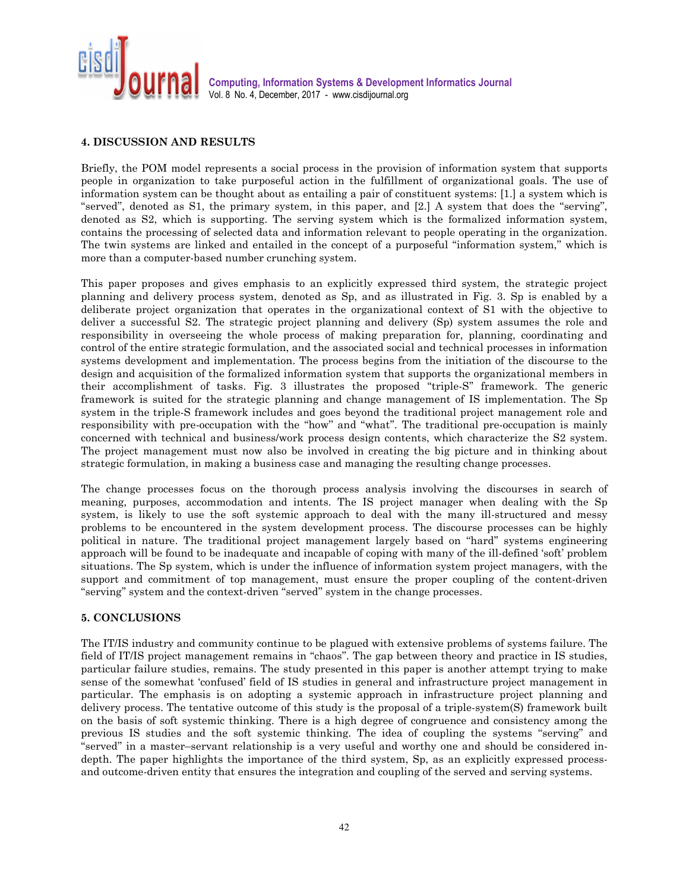## 4. DISCUSSION AND RESULTS

Briefly, the POM model represents a social process in the provision of information system that supports people in organization to take purposeful action in the fulfillment of organizational goals. The use of information system can be thought about as entailing a pair of constituent systems: [1.] a system which is "served", denoted as S1, the primary system, in this paper, and [2.] A system that does the "serving", denoted as S2, which is supporting. The serving system which is the formalized information system, contains the processing of selected data and information relevant to people operating in the organization. The twin systems are linked and entailed in the concept of a purposeful "information system," which is more than a computer-based number crunching system.

This paper proposes and gives emphasis to an explicitly expressed third system, the strategic project planning and delivery process system, denoted as Sp, and as illustrated in Fig. 3. Sp is enabled by a deliberate project organization that operates in the organizational context of S1 with the objective to deliver a successful S2. The strategic project planning and delivery (Sp) system assumes the role and responsibility in overseeing the whole process of making preparation for, planning, coordinating and control of the entire strategic formulation, and the associated social and technical processes in information systems development and implementation. The process begins from the initiation of the discourse to the design and acquisition of the formalized information system that supports the organizational members in their accomplishment of tasks. Fig. 3 illustrates the proposed "triple-S" framework. The generic framework is suited for the strategic planning and change management of IS implementation. The Sp system in the triple-S framework includes and goes beyond the traditional project management role and responsibility with pre-occupation with the "how" and "what". The traditional pre-occupation is mainly concerned with technical and business/work process design contents, which characterize the S2 system. The project management must now also be involved in creating the big picture and in thinking about strategic formulation, in making a business case and managing the resulting change processes.

The change processes focus on the thorough process analysis involving the discourses in search of meaning, purposes, accommodation and intents. The IS project manager when dealing with the Sp system, is likely to use the soft systemic approach to deal with the many ill-structured and messy problems to be encountered in the system development process. The discourse processes can be highly political in nature. The traditional project management largely based on "hard" systems engineering approach will be found to be inadequate and incapable of coping with many of the ill-defined 'soft' problem situations. The Sp system, which is under the influence of information system project managers, with the support and commitment of top management, must ensure the proper coupling of the content-driven "serving" system and the context-driven "served" system in the change processes.

## 5. CONCLUSIONS

The IT/IS industry and community continue to be plagued with extensive problems of systems failure. The field of IT/IS project management remains in "chaos". The gap between theory and practice in IS studies, particular failure studies, remains. The study presented in this paper is another attempt trying to make sense of the somewhat 'confused' field of IS studies in general and infrastructure project management in particular. The emphasis is on adopting a systemic approach in infrastructure project planning and delivery process. The tentative outcome of this study is the proposal of a triple-system(S) framework built on the basis of soft systemic thinking. There is a high degree of congruence and consistency among the previous IS studies and the soft systemic thinking. The idea of coupling the systems "serving" and "served" in a master–servant relationship is a very useful and worthy one and should be considered in-depth. The paper highlights the importance of the third system, Sp, as an explicitly expressed process- and outcome-driven entity that ensures the integration and coupling of the served and serving systems.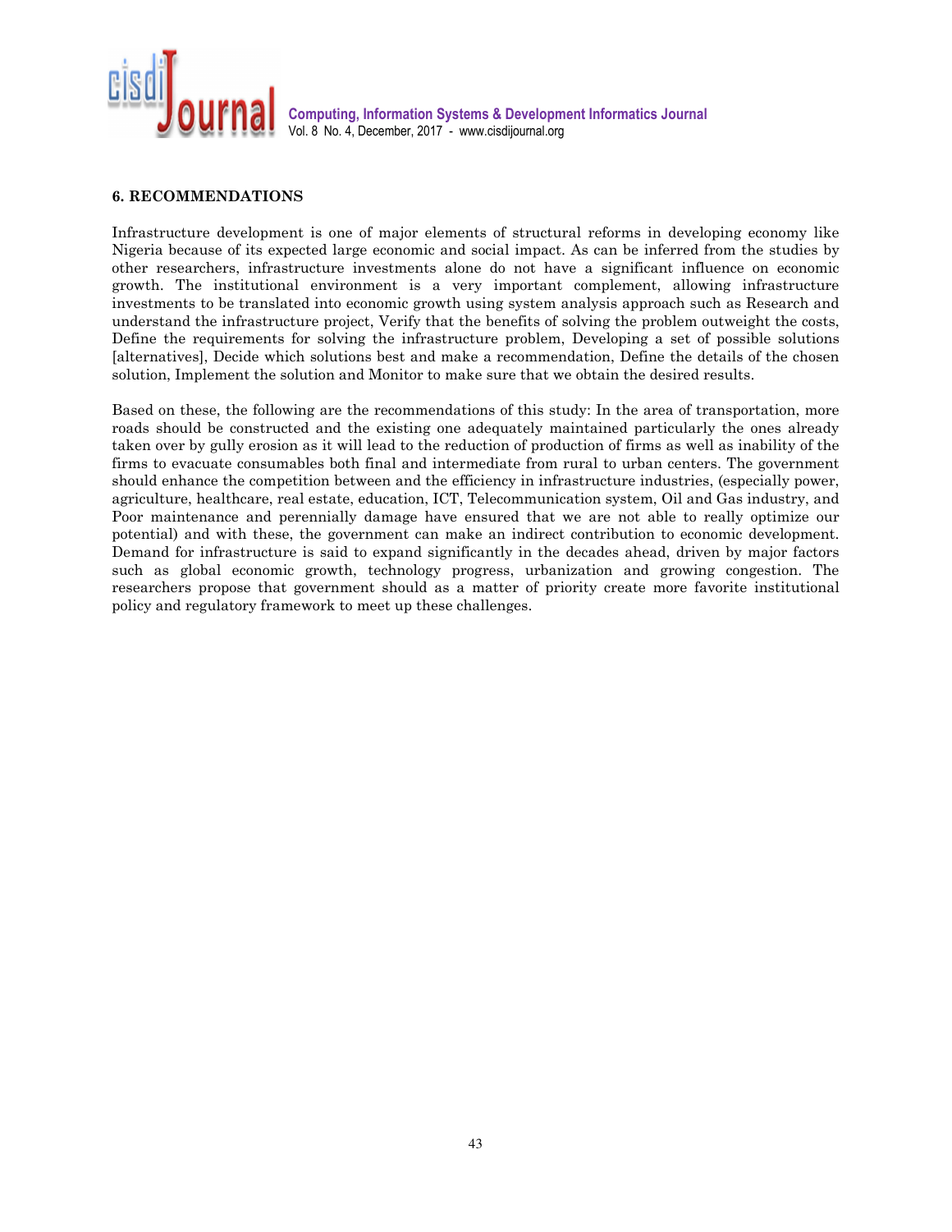## 6. RECOMMENDATIONS

Infrastructure development is one of major elements of structural reforms in developing economy like Nigeria because of its expected large economic and social impact. As can be inferred from the studies by other researchers, infrastructure investments alone do not have a significant influence on economic growth. The institutional environment is a very important complement, allowing infrastructure investments to be translated into economic growth using system analysis approach such as Research and understand the infrastructure project, Verify that the benefits of solving the problem outweight the costs, Define the requirements for solving the infrastructure problem, Developing a set of possible solutions [alternatives], Decide which solutions best and make a recommendation, Define the details of the chosen solution, Implement the solution and Monitor to make sure that we obtain the desired results.

Based on these, the following are the recommendations of this study: In the area of transportation, more roads should be constructed and the existing one adequately maintained particularly the ones already taken over by gully erosion as it will lead to the reduction of production of firms as well as inability of the firms to evacuate consumables both final and intermediate from rural to urban centers. The government should enhance the competition between and the efficiency in infrastructure industries, (especially power, agriculture, healthcare, real estate, education, ICT, Telecommunication system, Oil and Gas industry, and Poor maintenance and perennially damage have ensured that we are not able to really optimize our potential) and with these, the government can make an indirect contribution to economic development. Demand for infrastructure is said to expand significantly in the decades ahead, driven by major factors such as global economic growth, technology progress, urbanization and growing congestion. The researchers propose that government should as a matter of priority create more favorite institutional policy and regulatory framework to meet up these challenges.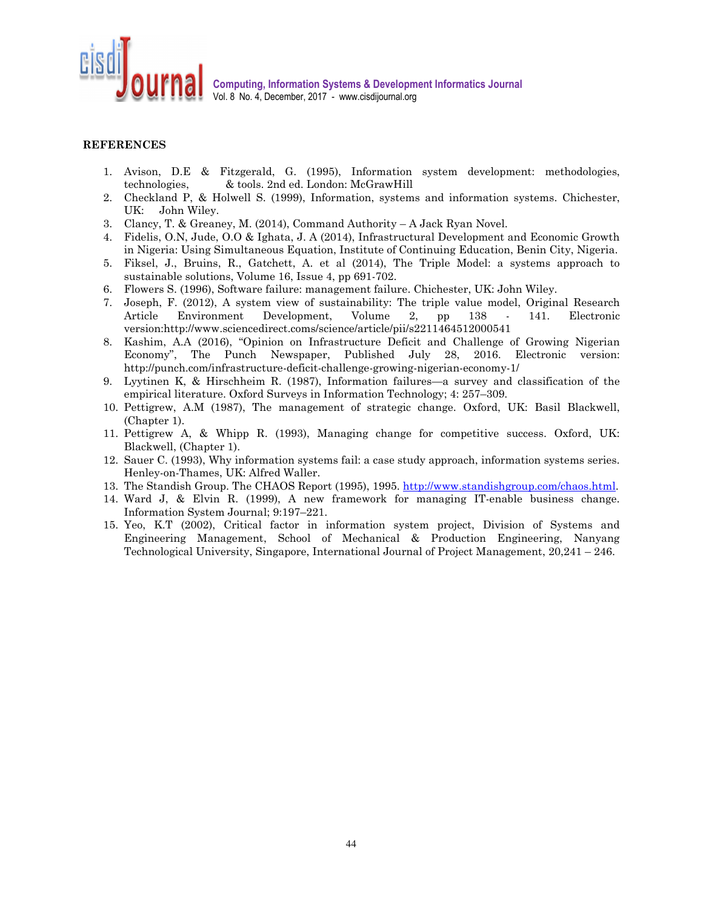## REFERENCES

1. Avison, D.E & Fitzgerald, G. (1995), Information system development: methodologies, technologies, & tools. 2nd ed. London: McGrawHill
2. Checkland P, & Holwell S. (1999), Information, systems and information systems. Chichester, UK: John Wiley.
3. Clancy, T. & Greaney, M. (2014), Command Authority – A Jack Ryan Novel.
4. Fidelis, O.N, Jude, O.O & Ighata, J. A (2014), Infrastructural Development and Economic Growth in Nigeria: Using Simultaneous Equation, Institute of Continuing Education, Benin City, Nigeria.
5. Fiksel, J., Bruins, R., Gatchett, A. et al (2014), The Triple Model: a systems approach to sustainable solutions, Volume 16, Issue 4, pp 691-702.
6. Flowers S. (1996), Software failure: management failure. Chichester, UK: John Wiley.
7. Joseph, F. (2012), A system view of sustainability: The triple value model, Original Research Article Environment Development, Volume 2, pp 138 - 141. Electronic version:http://www.sciencedirect.coms/science/article/pii/s2211464512000541
8. Kashim, A.A (2016), "Opinion on Infrastructure Deficit and Challenge of Growing Nigerian Economy", The Punch Newspaper, Published July 28, 2016. Electronic version: http://punch.com/infrastructure-deficit-challenge-growing-nigerian-economy-1/
9. Lyytinen K, & Hirschheim R. (1987), Information failures—a survey and classification of the empirical literature. Oxford Surveys in Information Technology; 4: 257–309.
10. Pettigrew, A.M (1987), The management of strategic change. Oxford, UK: Basil Blackwell, (Chapter 1).
11. Pettigrew A, & Whipp R. (1993), Managing change for competitive success. Oxford, UK: Blackwell, (Chapter 1).
12. Sauer C. (1993), Why information systems fail: a case study approach, information systems series. Henley-on-Thames, UK: Alfred Waller.
13. The Standish Group. The CHAOS Report (1995), 1995. http://www.standishgroup.com/chaos.html.
14. Ward J, & Elvin R. (1999), A new framework for managing IT-enable business change. Information System Journal; 9:197–221.
15. Yeo, K.T (2002), Critical factor in information system project, Division of Systems and Engineering Management, School of Mechanical & Production Engineering, Nanyang Technological University, Singapore, International Journal of Project Management, 20,241 – 246.